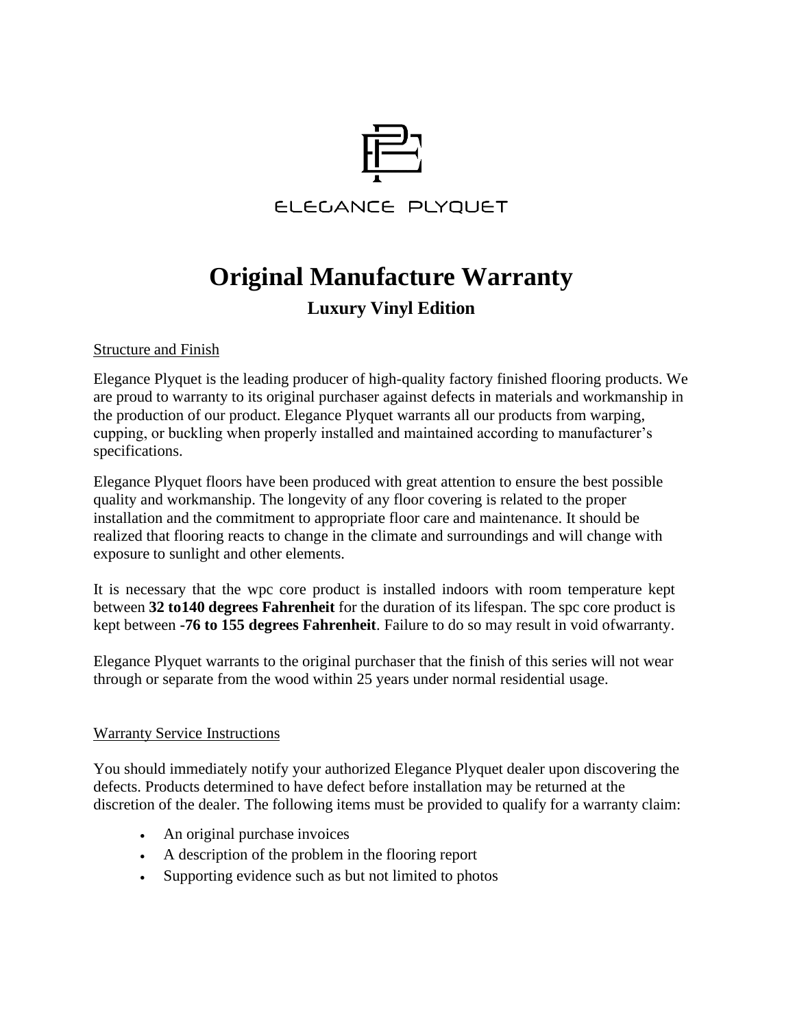ELEGANCE PLYQUET

# Original Manufacture Warranty

## Luxury Vinyl Edition

Structure and Finish

Elegance Plyquet is the leading producer of high-quality factory finished flooring products. We are proud to warranty to its original purchaser against defects in materials and workmanship in the production of our product. Elegance Plyquet warrants all our products from warping, cupping, or buckling when properly installed and maintained according to manufacturer's specifications.

Elegance Plyquet floors have been produced with great attention to ensure the best possible quality and workmanship. The longevity of any floor covering is related to the proper installation and the commitment to appropriate floor care and maintenance. It should be realized that flooring reacts to change in the climate and surroundings and will change with exposure to sunlight and other elements.

It is necessary that the wpc core product is installed indoors with room temperature kept between **32 to140 degrees Fahrenheit** for the duration of its lifespan. The spc core product is kept between **-76 to 155 degrees Fahrenheit**. Failure to do so may result in void ofwarranty.

Elegance Plyquet warrants to the original purchaser that the finish of this series will not wear through or separate from the wood within 25 years under normal residential usage.

Warranty Service Instructions

You should immediately notify your authorized Elegance Plyquet dealer upon discovering the defects. Products determined to have defect before installation may be returned at the discretion of the dealer. The following items must be provided to qualify for a warranty claim:

- An original purchase invoices
- A description of the problem in the flooring report
- Supporting evidence such as but not limited to photos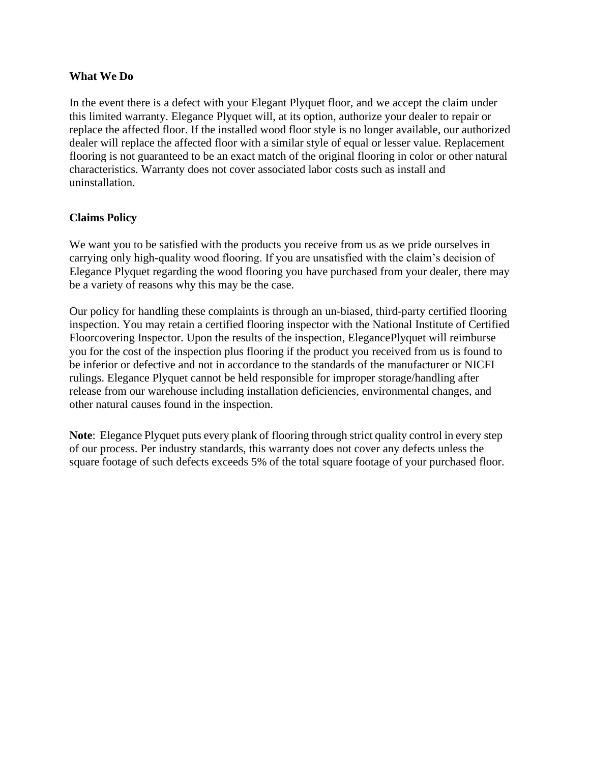**What We Do**

In the event there is a defect with your Elegant Plyquet floor, and we accept the claim under this limited warranty. Elegance Plyquet will, at its option, authorize your dealer to repair or replace the affected floor. If the installed wood floor style is no longer available, our authorized dealer will replace the affected floor with a similar style of equal or lesser value. Replacement flooring is not guaranteed to be an exact match of the original flooring in color or other natural characteristics. Warranty does not cover associated labor costs such as install and uninstallation.

**Claims Policy**

We want you to be satisfied with the products you receive from us as we pride ourselves in carrying only high-quality wood flooring. If you are unsatisfied with the claim's decision of Elegance Plyquet regarding the wood flooring you have purchased from your dealer, there may be a variety of reasons why this may be the case.

Our policy for handling these complaints is through an un-biased, third-party certified flooring inspection. You may retain a certified flooring inspector with the National Institute of Certified Floorcovering Inspector. Upon the results of the inspection, ElegancePlyquet will reimburse you for the cost of the inspection plus flooring if the product you received from us is found to be inferior or defective and not in accordance to the standards of the manufacturer or NICFI rulings. Elegance Plyquet cannot be held responsible for improper storage/handling after release from our warehouse including installation deficiencies, environmental changes, and other natural causes found in the inspection.

**Note**: Elegance Plyquet puts every plank of flooring through strict quality control in every step of our process. Per industry standards, this warranty does not cover any defects unless the square footage of such defects exceeds 5% of the total square footage of your purchased floor.